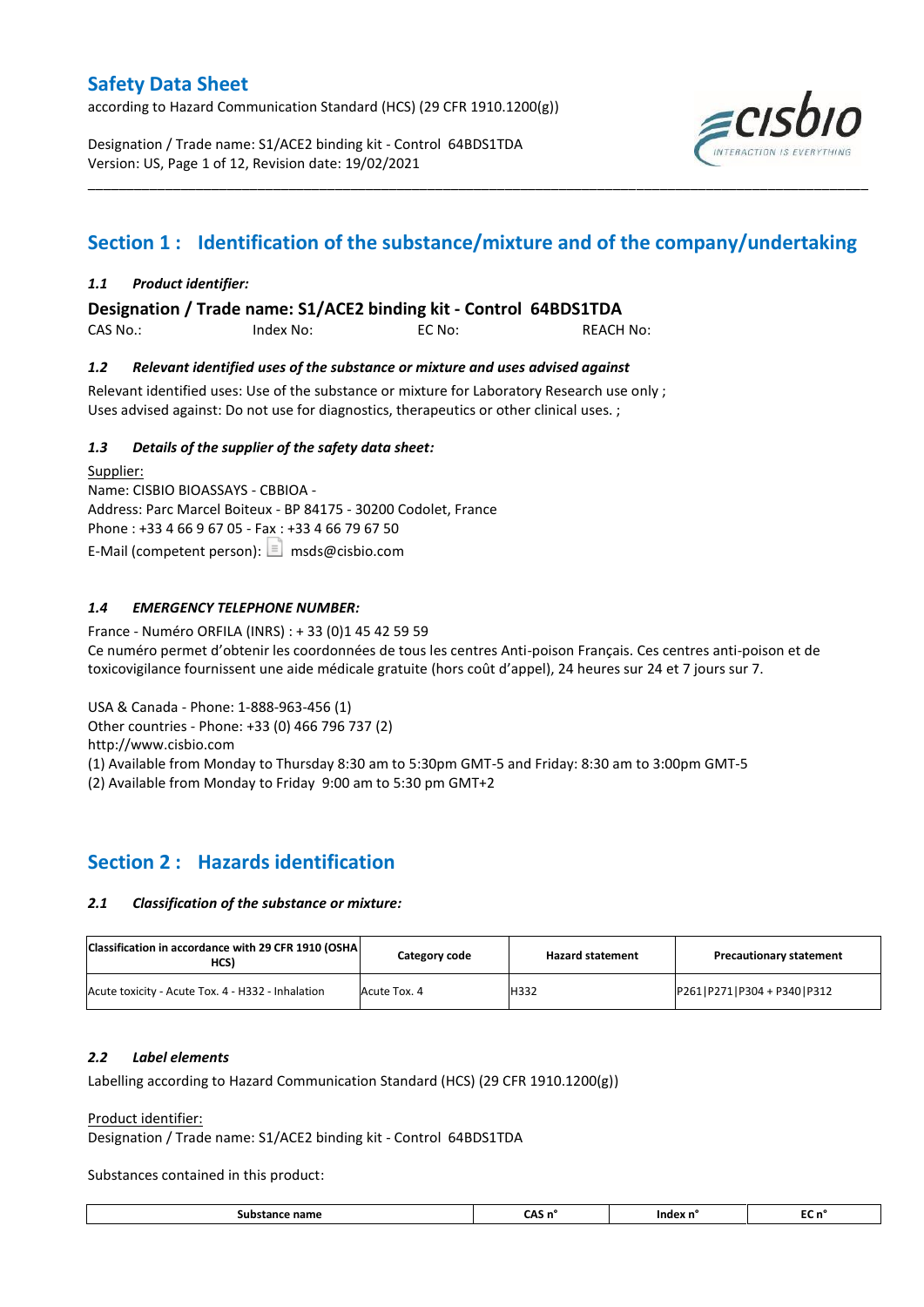# Safety Data Sheet

according to Hazard Communication Standard (HCS) (29 CFR 1910.1200(g))

Designation / Trade name: S1/ACE2 binding kit - Control 64BDS1TDA
Version: US, Page 1 of 12, Revision date: 19/02/2021

## Section 1 : Identification of the substance/mixture and of the company/undertaking

### *1.1 Product identifier:*

**Designation / Trade name: S1/ACE2 binding kit - Control 64BDS1TDA**

CAS No.: Index No: EC No: REACH No:

### *1.2 Relevant identified uses of the substance or mixture and uses advised against*

Relevant identified uses: Use of the substance or mixture for Laboratory Research use only ;
Uses advised against: Do not use for diagnostics, therapeutics or other clinical uses. ;

### *1.3 Details of the supplier of the safety data sheet:*

Supplier:
Name: CISBIO BIOASSAYS - CBBIOA -
Address: Parc Marcel Boiteux - BP 84175 - 30200 Codolet, France
Phone : +33 4 66 9 67 05 - Fax : +33 4 66 79 67 50
E-Mail (competent person): msds@cisbio.com

### *1.4 EMERGENCY TELEPHONE NUMBER:*

France - Numéro ORFILA (INRS) : + 33 (0)1 45 42 59 59
Ce numéro permet d'obtenir les coordonnées de tous les centres Anti-poison Français. Ces centres anti-poison et de toxicovigilance fournissent une aide médicale gratuite (hors coût d'appel), 24 heures sur 24 et 7 jours sur 7.

USA & Canada - Phone: 1-888-963-456 (1)
Other countries - Phone: +33 (0) 466 796 737 (2)
http://www.cisbio.com
(1) Available from Monday to Thursday 8:30 am to 5:30pm GMT-5 and Friday: 8:30 am to 3:00pm GMT-5
(2) Available from Monday to Friday 9:00 am to 5:30 pm GMT+2

## Section 2 : Hazards identification

### *2.1 Classification of the substance or mixture:*

| Classification in accordance with 29 CFR 1910 (OSHA HCS) | Category code | Hazard statement | Precautionary statement |
|---|---|---|---|
| Acute toxicity - Acute Tox. 4 - H332 - Inhalation | Acute Tox. 4 | H332 | P261\|P271\|P304 + P340\|P312 |

### *2.2 Label elements*

Labelling according to Hazard Communication Standard (HCS) (29 CFR 1910.1200(g))

Product identifier:
Designation / Trade name: S1/ACE2 binding kit - Control 64BDS1TDA

Substances contained in this product:

| Substance name | CAS n° | Index n° | EC n° |
|---|---|---|---|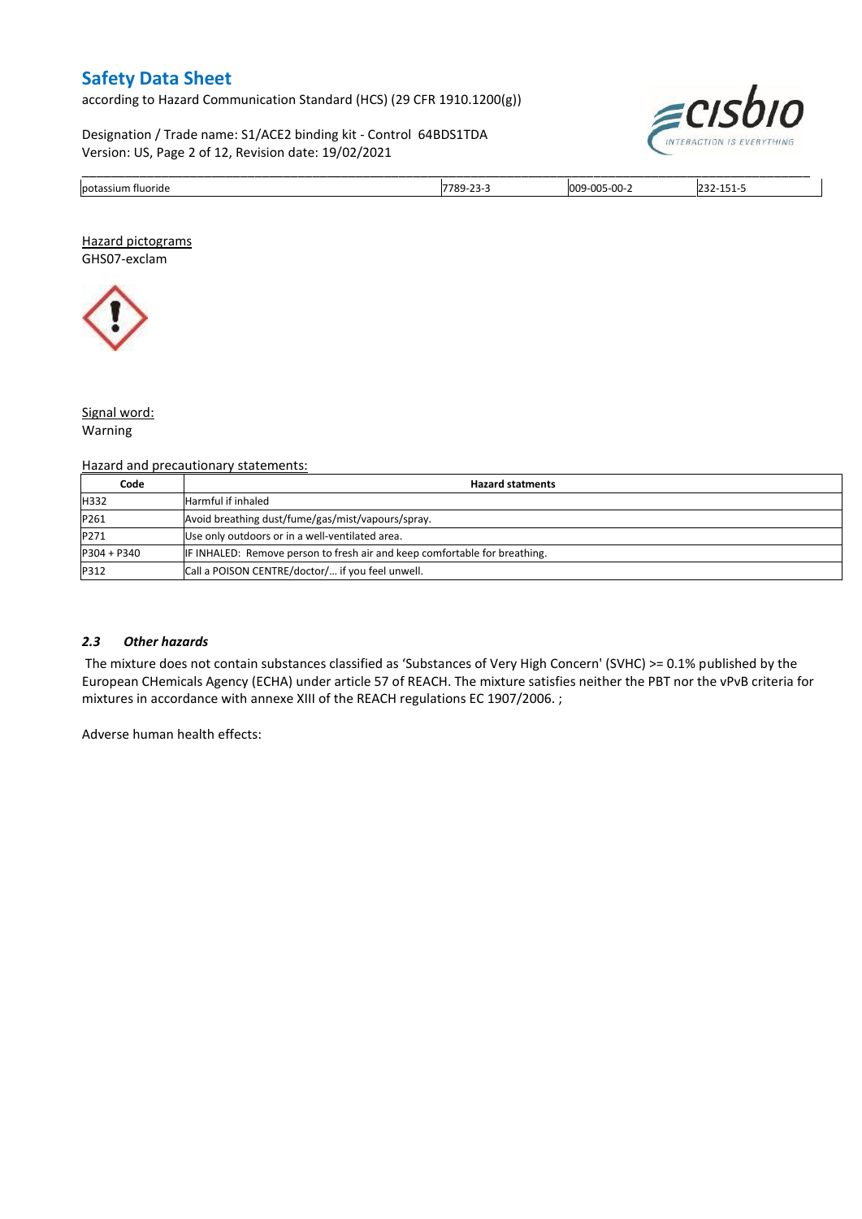| potassium fluoride | 7789-23-3 | 009-005-00-2 | 232-151-5 |
|---|---|---|---|

Hazard pictograms

GHS07-exclam

Signal word:

Warning

Hazard and precautionary statements:

| Code | Hazard statments |
|---|---|
| H332 | Harmful if inhaled |
| P261 | Avoid breathing dust/fume/gas/mist/vapours/spray. |
| P271 | Use only outdoors or in a well-ventilated area. |
| P304 + P340 | IF INHALED: Remove person to fresh air and keep comfortable for breathing. |
| P312 | Call a POISON CENTRE/doctor/… if you feel unwell. |

### *2.3 Other hazards*

The mixture does not contain substances classified as 'Substances of Very High Concern' (SVHC) >= 0.1% published by the European CHemicals Agency (ECHA) under article 57 of REACH. The mixture satisfies neither the PBT nor the vPvB criteria for mixtures in accordance with annexe XIII of the REACH regulations EC 1907/2006. ;

Adverse human health effects: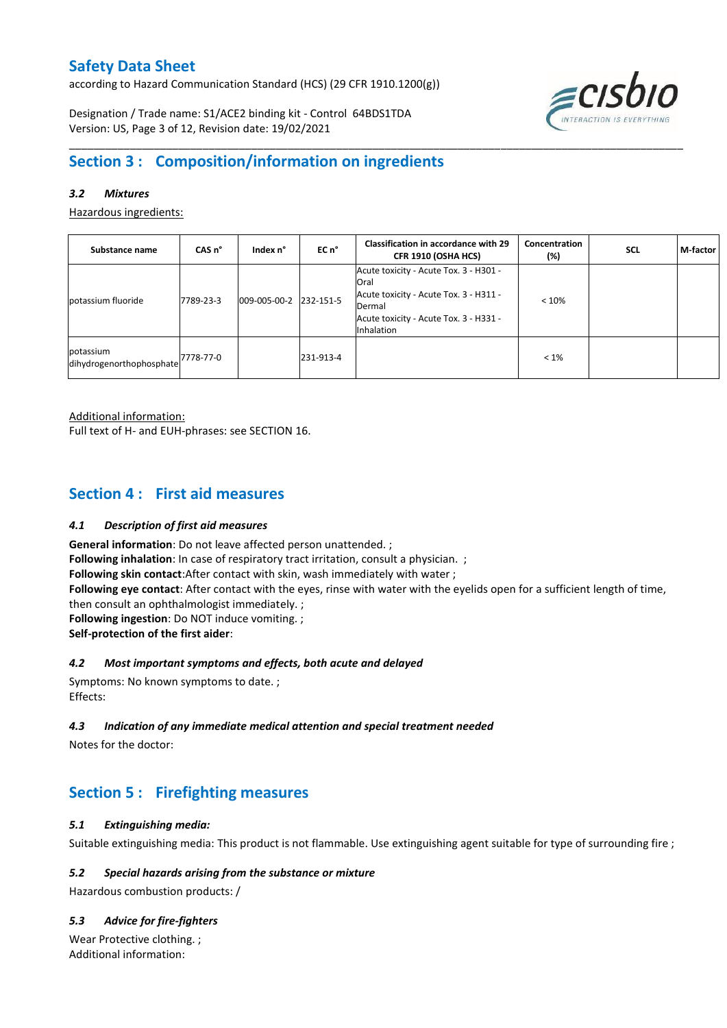## Section 3 : Composition/information on ingredients

### *3.2 Mixtures*

Hazardous ingredients:

| Substance name | CAS n° | Index n° | EC n° | Classification in accordance with 29 CFR 1910 (OSHA HCS) | Concentration (%) | SCL | M-factor |
|---|---|---|---|---|---|---|---|
| potassium fluoride | 7789-23-3 | 009-005-00-2 | 232-151-5 | Acute toxicity - Acute Tox. 3 - H301 - Oral<br>Acute toxicity - Acute Tox. 3 - H311 - Dermal<br>Acute toxicity - Acute Tox. 3 - H331 - Inhalation | < 10% | | |
| potassium dihydrogenorthophosphate | 7778-77-0 | | 231-913-4 | | < 1% | | |

Additional information:
Full text of H- and EUH-phrases: see SECTION 16.

## Section 4 : First aid measures

### *4.1 Description of first aid measures*

**General information**: Do not leave affected person unattended. ;
**Following inhalation**: In case of respiratory tract irritation, consult a physician. ;
**Following skin contact**:After contact with skin, wash immediately with water ;
**Following eye contact**: After contact with the eyes, rinse with water with the eyelids open for a sufficient length of time, then consult an ophthalmologist immediately. ;
**Following ingestion**: Do NOT induce vomiting. ;
**Self-protection of the first aider**:

### *4.2 Most important symptoms and effects, both acute and delayed*

Symptoms: No known symptoms to date. ;
Effects:

### *4.3 Indication of any immediate medical attention and special treatment needed*

Notes for the doctor:

## Section 5 : Firefighting measures

### *5.1 Extinguishing media:*

Suitable extinguishing media: This product is not flammable. Use extinguishing agent suitable for type of surrounding fire ;

### *5.2 Special hazards arising from the substance or mixture*

Hazardous combustion products: /

### *5.3 Advice for fire-fighters*

Wear Protective clothing. ;
Additional information: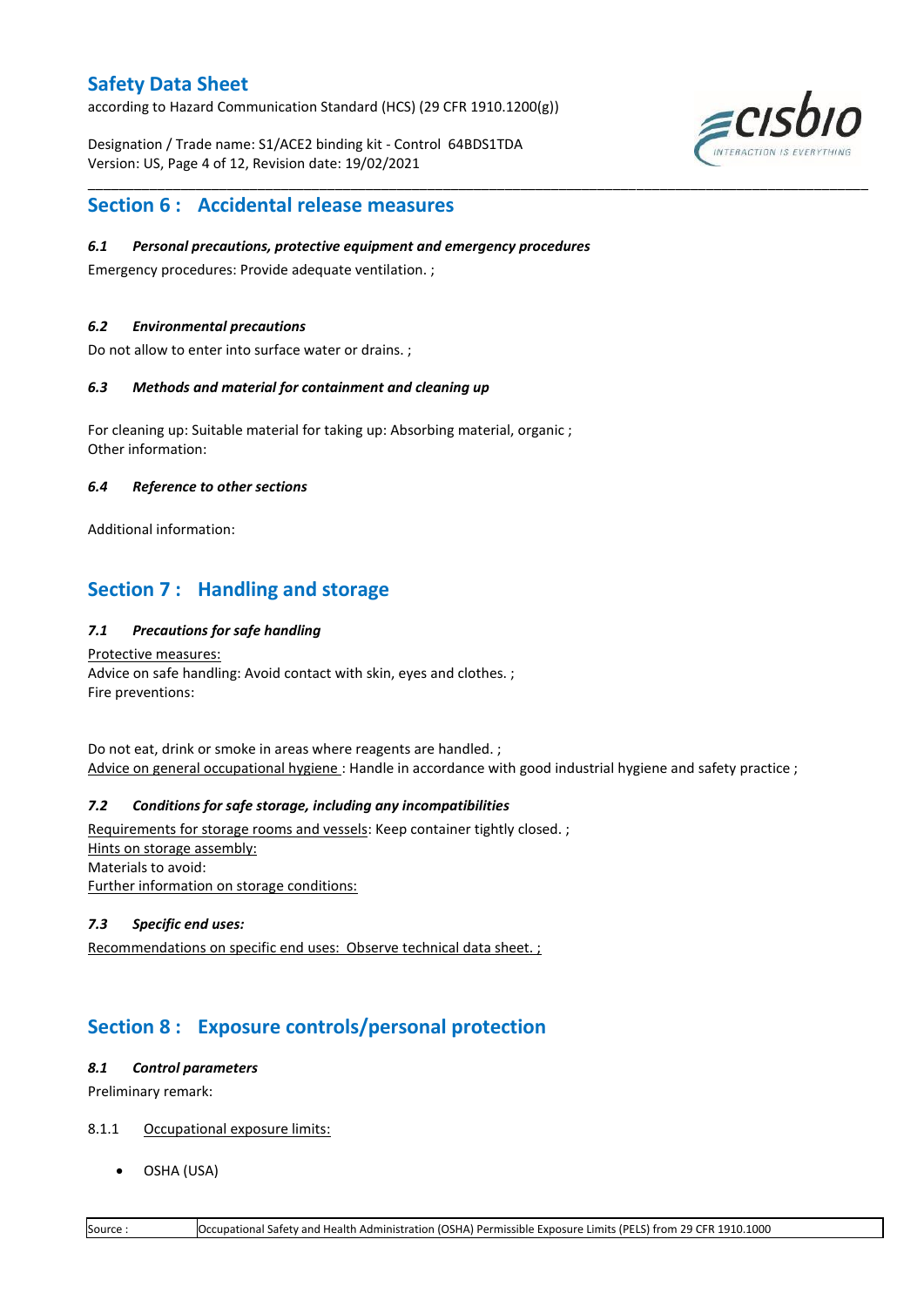## Section 6 : Accidental release measures

### *6.1 Personal precautions, protective equipment and emergency procedures*

Emergency procedures: Provide adequate ventilation. ;

### *6.2 Environmental precautions*

Do not allow to enter into surface water or drains. ;

### *6.3 Methods and material for containment and cleaning up*

For cleaning up: Suitable material for taking up: Absorbing material, organic ;
Other information:

### *6.4 Reference to other sections*

Additional information:

## Section 7 : Handling and storage

### *7.1 Precautions for safe handling*

Protective measures:
Advice on safe handling: Avoid contact with skin, eyes and clothes. ;
Fire preventions:

Do not eat, drink or smoke in areas where reagents are handled. ;
Advice on general occupational hygiene : Handle in accordance with good industrial hygiene and safety practice ;

### *7.2 Conditions for safe storage, including any incompatibilities*

Requirements for storage rooms and vessels: Keep container tightly closed. ;
Hints on storage assembly:
Materials to avoid:
Further information on storage conditions:

### *7.3 Specific end uses:*

Recommendations on specific end uses: Observe technical data sheet. ;

## Section 8 : Exposure controls/personal protection

### *8.1 Control parameters*

Preliminary remark:

8.1.1 Occupational exposure limits:

- OSHA (USA)

| Source : | Occupational Safety and Health Administration (OSHA) Permissible Exposure Limits (PELS) from 29 CFR 1910.1000 |
|---|---|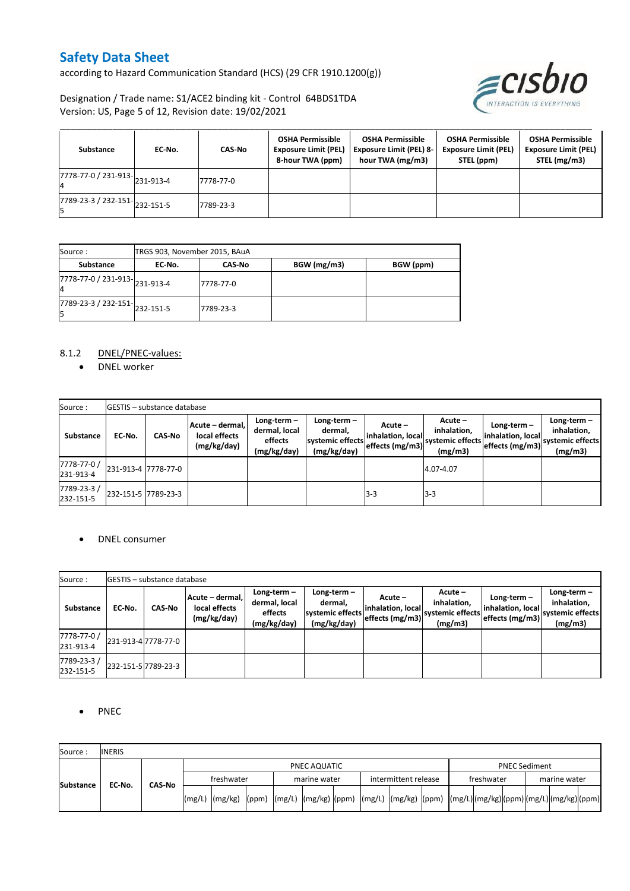| Substance | EC-No. | CAS-No | OSHA Permissible Exposure Limit (PEL) 8-hour TWA (ppm) | OSHA Permissible Exposure Limit (PEL) 8-hour TWA (mg/m3) | OSHA Permissible Exposure Limit (PEL) STEL (ppm) | OSHA Permissible Exposure Limit (PEL) STEL (mg/m3) |
|---|---|---|---|---|---|---|
| 7778-77-0 / 231-913-4 | 231-913-4 | 7778-77-0 | | | | |
| 7789-23-3 / 232-151-5 | 232-151-5 | 7789-23-3 | | | | |

| Source : | TRGS 903, November 2015, BAuA | | | |
|---|---|---|---|---|
| **Substance** | **EC-No.** | **CAS-No** | **BGW (mg/m3)** | **BGW (ppm)** |
| 7778-77-0 / 231-913-4 | 231-913-4 | 7778-77-0 | | |
| 7789-23-3 / 232-151-5 | 232-151-5 | 7789-23-3 | | |

8.1.2 DNEL/PNEC-values:

- DNEL worker

| Source : | GESTIS – substance database | | | | | | | | | |
|---|---|---|---|---|---|---|---|---|---|---|
| **Substance** | **EC-No.** | **CAS-No** | **Acute – dermal, local effects (mg/kg/day)** | **Long-term – dermal, local effects (mg/kg/day)** | **Long-term – dermal, systemic effects (mg/kg/day)** | **Acute – inhalation, local effects (mg/m3)** | **Acute – inhalation, systemic effects (mg/m3)** | **Long-term – inhalation, local effects (mg/m3)** | **Long-term – inhalation, systemic effects (mg/m3)** |
| 7778-77-0 / 231-913-4 | 231-913-4 | 7778-77-0 | | | | | 4.07-4.07 | | |
| 7789-23-3 / 232-151-5 | 232-151-5 | 7789-23-3 | | | | 3-3 | 3-3 | | |

- DNEL consumer

| Source : | GESTIS – substance database | | | | | | | | | |
|---|---|---|---|---|---|---|---|---|---|---|
| **Substance** | **EC-No.** | **CAS-No** | **Acute – dermal, local effects (mg/kg/day)** | **Long-term – dermal, local effects (mg/kg/day)** | **Long-term – dermal, systemic effects (mg/kg/day)** | **Acute – inhalation, local effects (mg/m3)** | **Acute – inhalation, systemic effects (mg/m3)** | **Long-term – inhalation, local effects (mg/m3)** | **Long-term – inhalation, systemic effects (mg/m3)** |
| 7778-77-0 / 231-913-4 | 231-913-4 | 7778-77-0 | | | | | | | |
| 7789-23-3 / 232-151-5 | 232-151-5 | 7789-23-3 | | | | | | | |

- PNEC

| Source : | INERIS | | | | | | | | | | | | | | | | | | |
|---|---|---|---|---|---|---|---|---|---|---|---|---|---|---|---|---|---|---|---|
| **Substance** | **EC-No.** | **CAS-No** | PNEC AQUATIC | | | | | | | | | PNEC Sediment | | | | | |
| | | | freshwater | | | marine water | | | intermittent release | | | freshwater | | | marine water | | |
| | | | (mg/L) | (mg/kg) | (ppm) | (mg/L) | (mg/kg) | (ppm) | (mg/L) | (mg/kg) | (ppm) | (mg/L) | (mg/kg) | (ppm) | (mg/L) | (mg/kg) | (ppm) |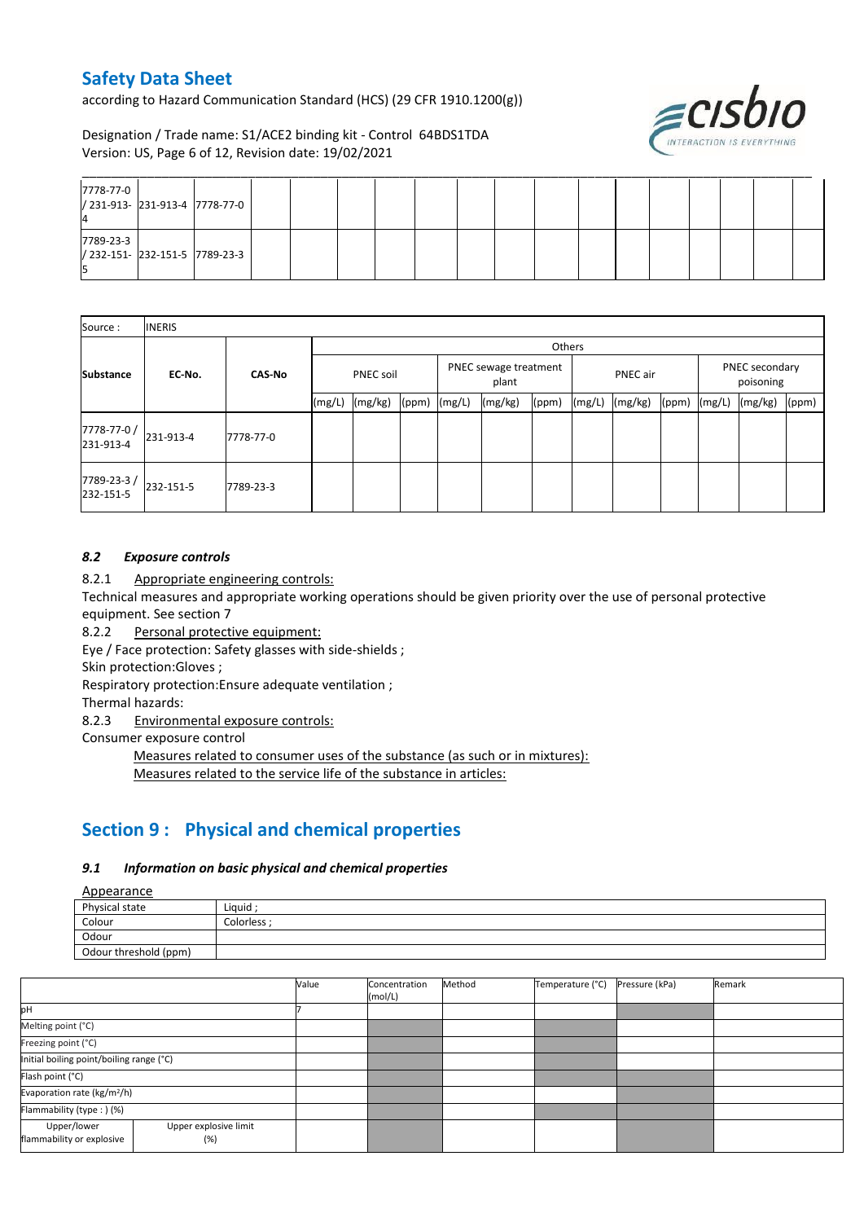| | | | | | | | | | | | | | | | |
|---|---|---|---|---|---|---|---|---|---|---|---|---|---|---|---|
| 7778-77-0 / 231-913-4 | 231-913-4 | 7778-77-0 | | | | | | | | | | | | | |
| 7789-23-3 / 232-151-5 | 232-151-5 | 7789-23-3 | | | | | | | | | | | | | |

| Source : | INERIS | | | | | | | | | | | | | | |
|---|---|---|---|---|---|---|---|---|---|---|---|---|---|---|---|
| | | | Others | | | | | | | | | | | | |
| Substance | EC-No. | CAS-No | PNEC soil | | | PNEC sewage treatment plant | | | PNEC air | | | PNEC secondary poisoning | | | |
| | | | (mg/L) | (mg/kg) | (ppm) | (mg/L) | (mg/kg) | (ppm) | (mg/L) | (mg/kg) | (ppm) | (mg/L) | (mg/kg) | (ppm) | |
| 7778-77-0 / 231-913-4 | 231-913-4 | 7778-77-0 | | | | | | | | | | | | | |
| 7789-23-3 / 232-151-5 | 232-151-5 | 7789-23-3 | | | | | | | | | | | | | |

### *8.2 Exposure controls*

8.2.1 Appropriate engineering controls:

Technical measures and appropriate working operations should be given priority over the use of personal protective equipment. See section 7

8.2.2 Personal protective equipment:

Eye / Face protection: Safety glasses with side-shields ;

Skin protection:Gloves ;

Respiratory protection:Ensure adequate ventilation ;

Thermal hazards:

8.2.3 Environmental exposure controls:

Consumer exposure control

Measures related to consumer uses of the substance (as such or in mixtures):

Measures related to the service life of the substance in articles:

## Section 9 : Physical and chemical properties

### *9.1 Information on basic physical and chemical properties*

Appearance

| | |
|---|---|
| Physical state | Liquid ; |
| Colour | Colorless ; |
| Odour | |
| Odour threshold (ppm) | |

| | | Value | Concentration (mol/L) | Method | Temperature (°C) | Pressure (kPa) | Remark |
|---|---|---|---|---|---|---|---|
| pH | | 7 | | | | | |
| Melting point (°C) | | | | | | | |
| Freezing point (°C) | | | | | | | |
| Initial boiling point/boiling range (°C) | | | | | | | |
| Flash point (°C) | | | | | | | |
| Evaporation rate (kg/m²/h) | | | | | | | |
| Flammability (type : ) (%) | | | | | | | |
| Upper/lower flammability or explosive | Upper explosive limit (%) | | | | | | |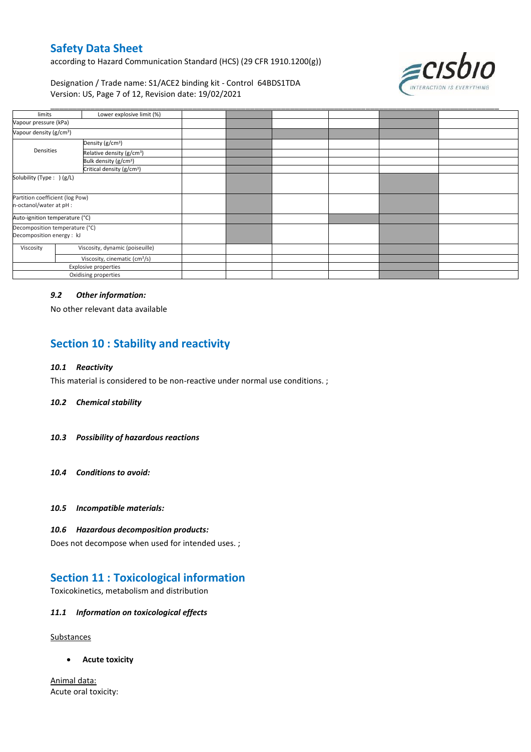| limits | Lower explosive limit (%) | | | | | | |
|---|---|---|---|---|---|---|---|
| Vapour pressure (kPa) | | | | | | | |
| Vapour density (g/cm³) | | | | | | | |
| Densities | Density (g/cm³) | | | | | | |
| | Relative density (g/cm³) | | | | | | |
| | Bulk density (g/cm³) | | | | | | |
| | Critical density (g/cm³) | | | | | | |
| Solubility (Type : ) (g/L) | | | | | | | |
| Partition coefficient (log Pow) n-octanol/water at pH : | | | | | | | |
| Auto-ignition temperature (°C) | | | | | | | |
| Decomposition temperature (°C) Decomposition energy : kJ | | | | | | | |
| Viscosity | Viscosity, dynamic (poiseuille) | | | | | | |
| | Viscosity, cinematic (cm³/s) | | | | | | |
| Explosive properties | | | | | | | |
| Oxidising properties | | | | | | | |

### *9.2 Other information:*

No other relevant data available

## Section 10 : Stability and reactivity

### *10.1 Reactivity*

This material is considered to be non-reactive under normal use conditions. ;

### *10.2 Chemical stability*

### *10.3 Possibility of hazardous reactions*

### *10.4 Conditions to avoid:*

### *10.5 Incompatible materials:*

### *10.6 Hazardous decomposition products:*

Does not decompose when used for intended uses. ;

## Section 11 : Toxicological information

Toxicokinetics, metabolism and distribution

### *11.1 Information on toxicological effects*

Substances

- **Acute toxicity**

Animal data:
Acute oral toxicity: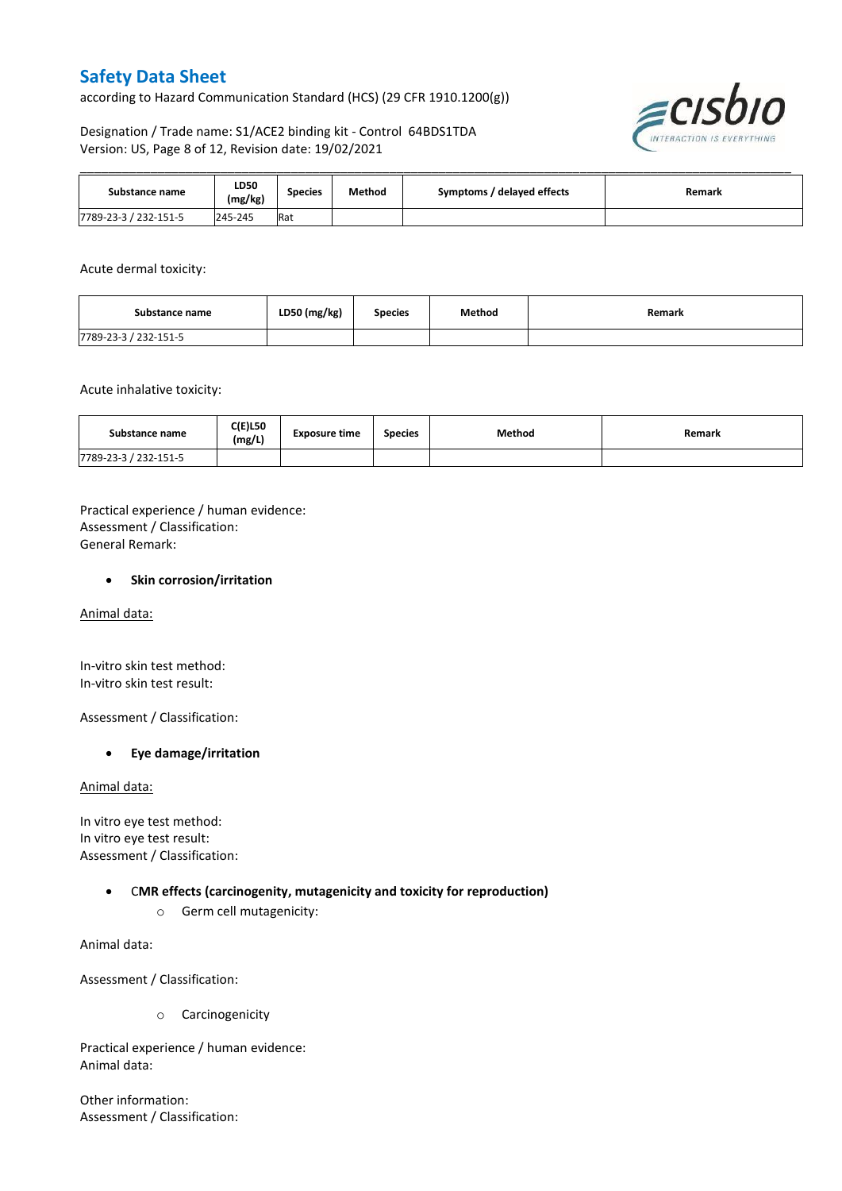| Substance name | LD50 (mg/kg) | Species | Method | Symptoms / delayed effects | Remark |
| --- | --- | --- | --- | --- | --- |
| 7789-23-3 / 232-151-5 | 245-245 | Rat | | | |

Acute dermal toxicity:

| Substance name | LD50 (mg/kg) | Species | Method | Remark |
| --- | --- | --- | --- | --- |
| 7789-23-3 / 232-151-5 | | | | |

Acute inhalative toxicity:

| Substance name | C(E)L50 (mg/L) | Exposure time | Species | Method | Remark |
| --- | --- | --- | --- | --- | --- |
| 7789-23-3 / 232-151-5 | | | | | |

Practical experience / human evidence:
Assessment / Classification:
General Remark:

- **Skin corrosion/irritation**

Animal data:

In-vitro skin test method:
In-vitro skin test result:

Assessment / Classification:

- **Eye damage/irritation**

Animal data:

In vitro eye test method:
In vitro eye test result:
Assessment / Classification:

- **CMR effects (carcinogenity, mutagenicity and toxicity for reproduction)**
  - Germ cell mutagenicity:

Animal data:

Assessment / Classification:

  - Carcinogenicity

Practical experience / human evidence:
Animal data:

Other information:
Assessment / Classification: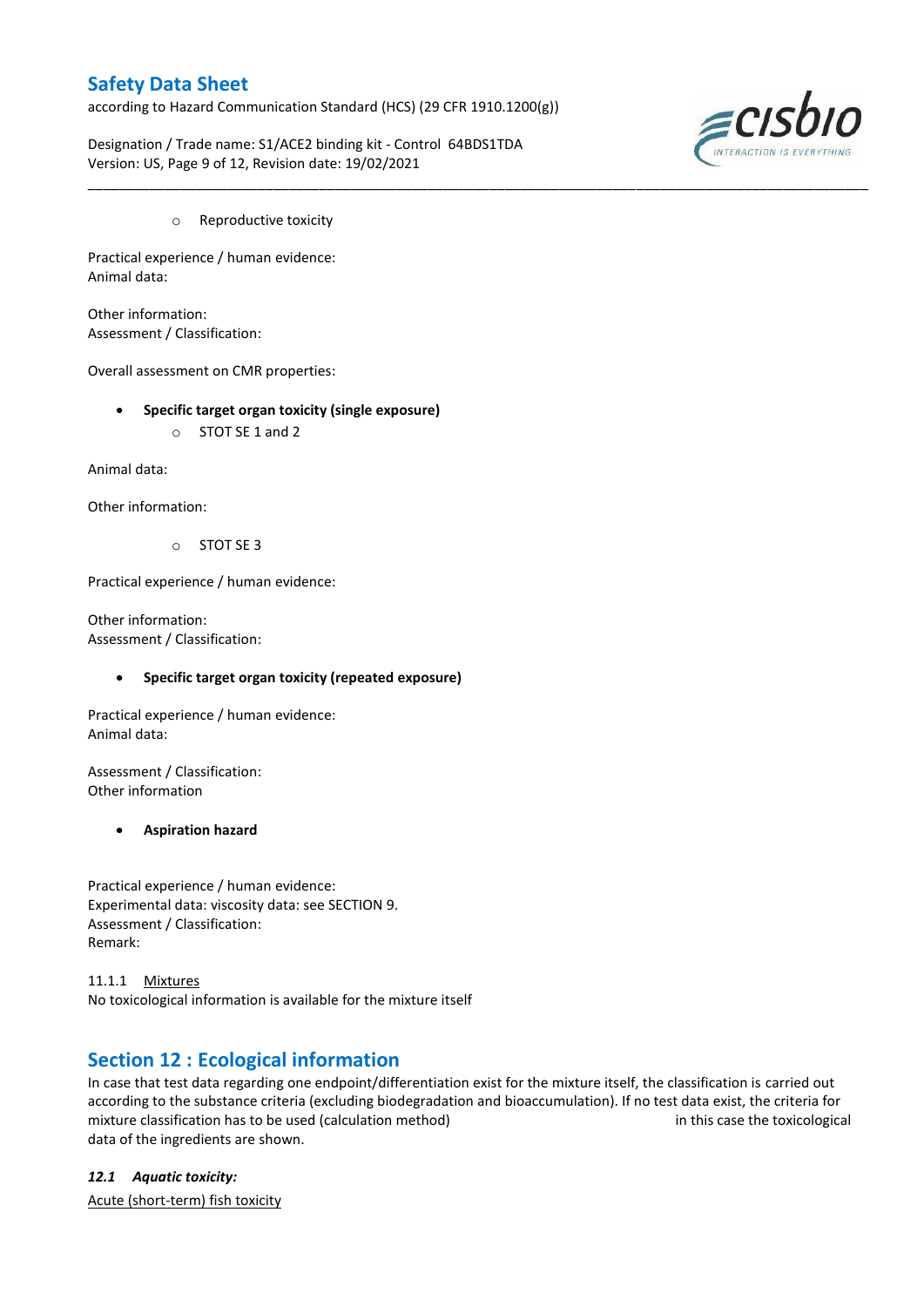- Reproductive toxicity

Practical experience / human evidence:
Animal data:

Other information:
Assessment / Classification:

Overall assessment on CMR properties:

- **Specific target organ toxicity (single exposure)**
  - STOT SE 1 and 2

Animal data:

Other information:

- STOT SE 3

Practical experience / human evidence:

Other information:
Assessment / Classification:

- **Specific target organ toxicity (repeated exposure)**

Practical experience / human evidence:
Animal data:

Assessment / Classification:
Other information

- **Aspiration hazard**

Practical experience / human evidence:
Experimental data: viscosity data: see SECTION 9.
Assessment / Classification:
Remark:

11.1.1 Mixtures
No toxicological information is available for the mixture itself

## Section 12 : Ecological information

In case that test data regarding one endpoint/differentiation exist for the mixture itself, the classification is carried out according to the substance criteria (excluding biodegradation and bioaccumulation). If no test data exist, the criteria for mixture classification has to be used (calculation method) in this case the toxicological data of the ingredients are shown.

### *12.1 Aquatic toxicity:*

Acute (short-term) fish toxicity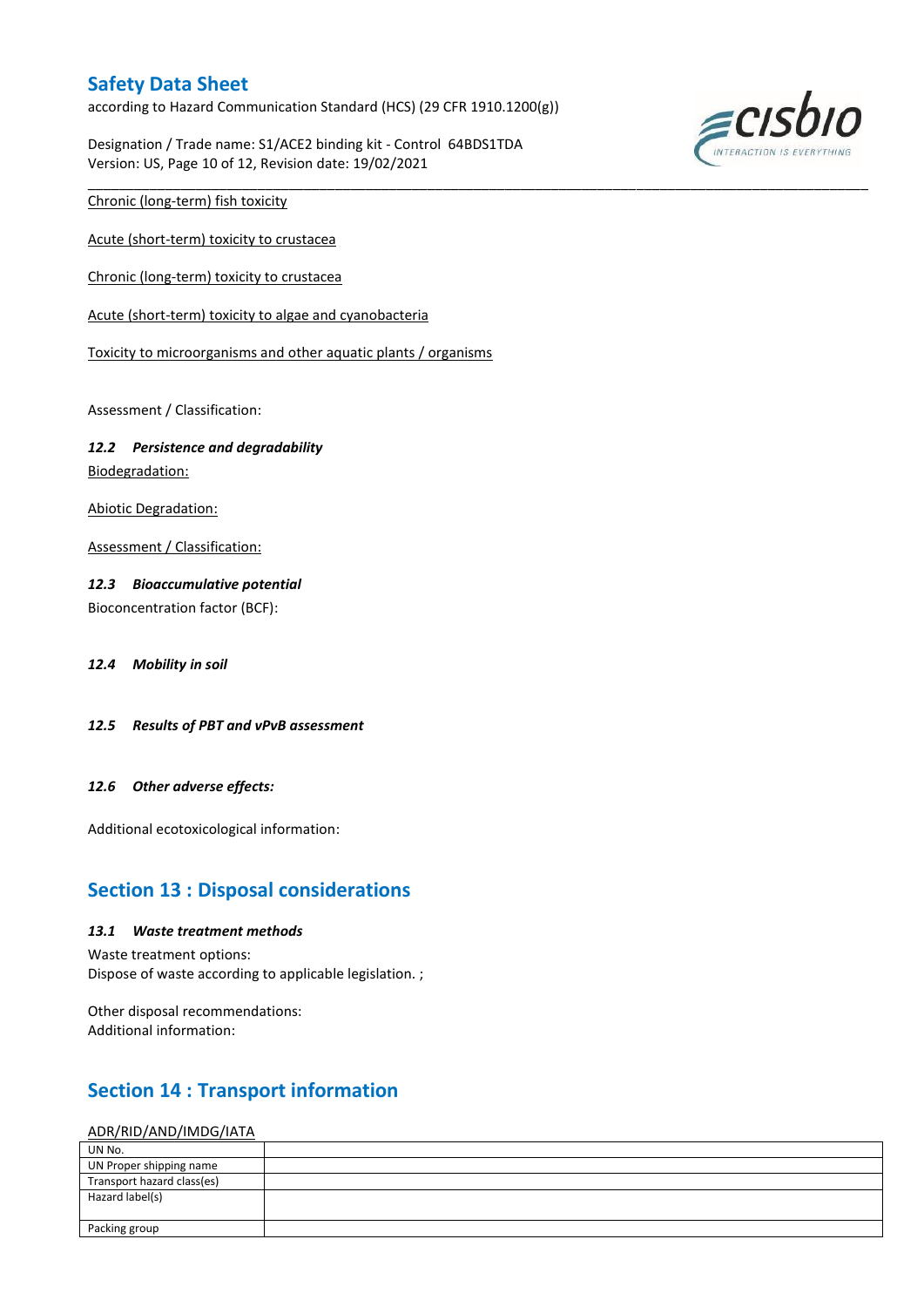Chronic (long-term) fish toxicity

Acute (short-term) toxicity to crustacea

Chronic (long-term) toxicity to crustacea

Acute (short-term) toxicity to algae and cyanobacteria

Toxicity to microorganisms and other aquatic plants / organisms

Assessment / Classification:

### *12.2 Persistence and degradability*

Biodegradation:

Abiotic Degradation:

Assessment / Classification:

### *12.3 Bioaccumulative potential*

Bioconcentration factor (BCF):

### *12.4 Mobility in soil*

### *12.5 Results of PBT and vPvB assessment*

### *12.6 Other adverse effects:*

Additional ecotoxicological information:

## Section 13 : Disposal considerations

### *13.1 Waste treatment methods*

Waste treatment options:
Dispose of waste according to applicable legislation. ;

Other disposal recommendations:
Additional information:

## Section 14 : Transport information

ADR/RID/AND/IMDG/IATA

| UN No. | |
|---|---|
| UN Proper shipping name | |
| Transport hazard class(es) | |
| Hazard label(s) | |
| Packing group | |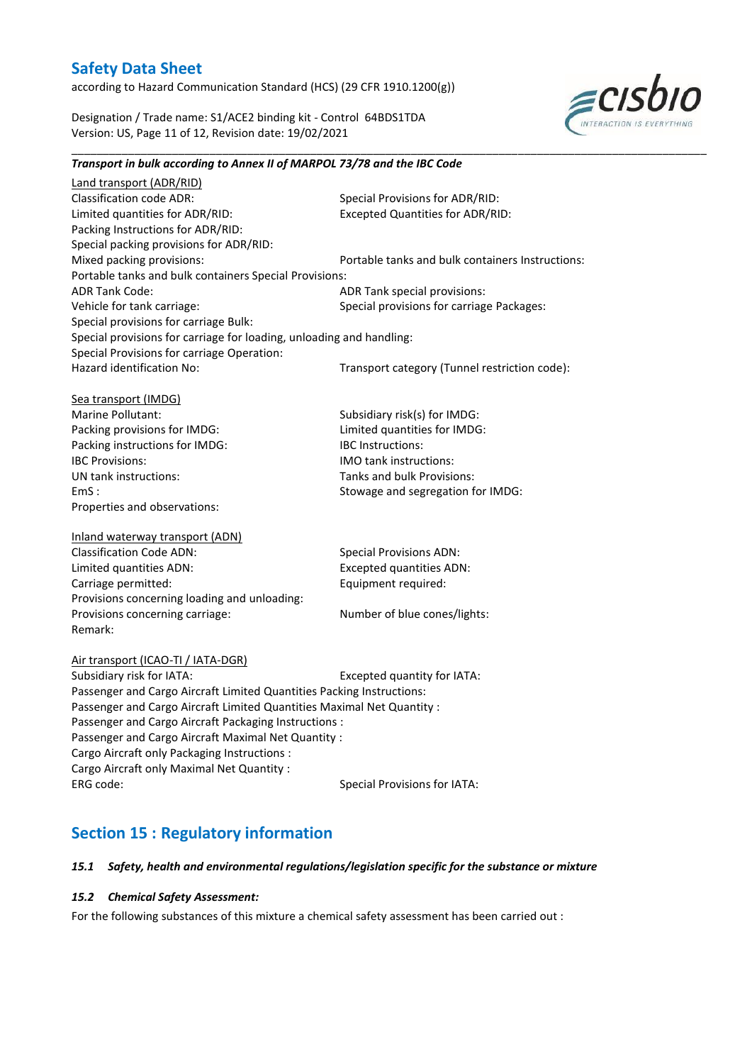***Transport in bulk according to Annex II of MARPOL 73/78 and the IBC Code***

Land transport (ADR/RID)

Classification code ADR:
Special Provisions for ADR/RID:
Limited quantities for ADR/RID:
Excepted Quantities for ADR/RID:
Packing Instructions for ADR/RID:
Special packing provisions for ADR/RID:
Mixed packing provisions:
Portable tanks and bulk containers Instructions:
Portable tanks and bulk containers Special Provisions:
ADR Tank Code:
ADR Tank special provisions:
Vehicle for tank carriage:
Special provisions for carriage Packages:
Special provisions for carriage Bulk:
Special provisions for carriage for loading, unloading and handling:
Special Provisions for carriage Operation:
Hazard identification No:
Transport category (Tunnel restriction code):

Sea transport (IMDG)

Marine Pollutant:
Subsidiary risk(s) for IMDG:
Packing provisions for IMDG:
Limited quantities for IMDG:
Packing instructions for IMDG:
IBC Instructions:
IBC Provisions:
IMO tank instructions:
UN tank instructions:
Tanks and bulk Provisions:
EmS :
Stowage and segregation for IMDG:
Properties and observations:

Inland waterway transport (ADN)

Classification Code ADN:
Special Provisions ADN:
Limited quantities ADN:
Excepted quantities ADN:
Carriage permitted:
Equipment required:
Provisions concerning loading and unloading:
Provisions concerning carriage:
Number of blue cones/lights:
Remark:

Air transport (ICAO-TI / IATA-DGR)

Subsidiary risk for IATA:
Excepted quantity for IATA:
Passenger and Cargo Aircraft Limited Quantities Packing Instructions:
Passenger and Cargo Aircraft Limited Quantities Maximal Net Quantity :
Passenger and Cargo Aircraft Packaging Instructions :
Passenger and Cargo Aircraft Maximal Net Quantity :
Cargo Aircraft only Packaging Instructions :
Cargo Aircraft only Maximal Net Quantity :
ERG code:
Special Provisions for IATA:

## Section 15 : Regulatory information

### *15.1 Safety, health and environmental regulations/legislation specific for the substance or mixture*

### *15.2 Chemical Safety Assessment:*

For the following substances of this mixture a chemical safety assessment has been carried out :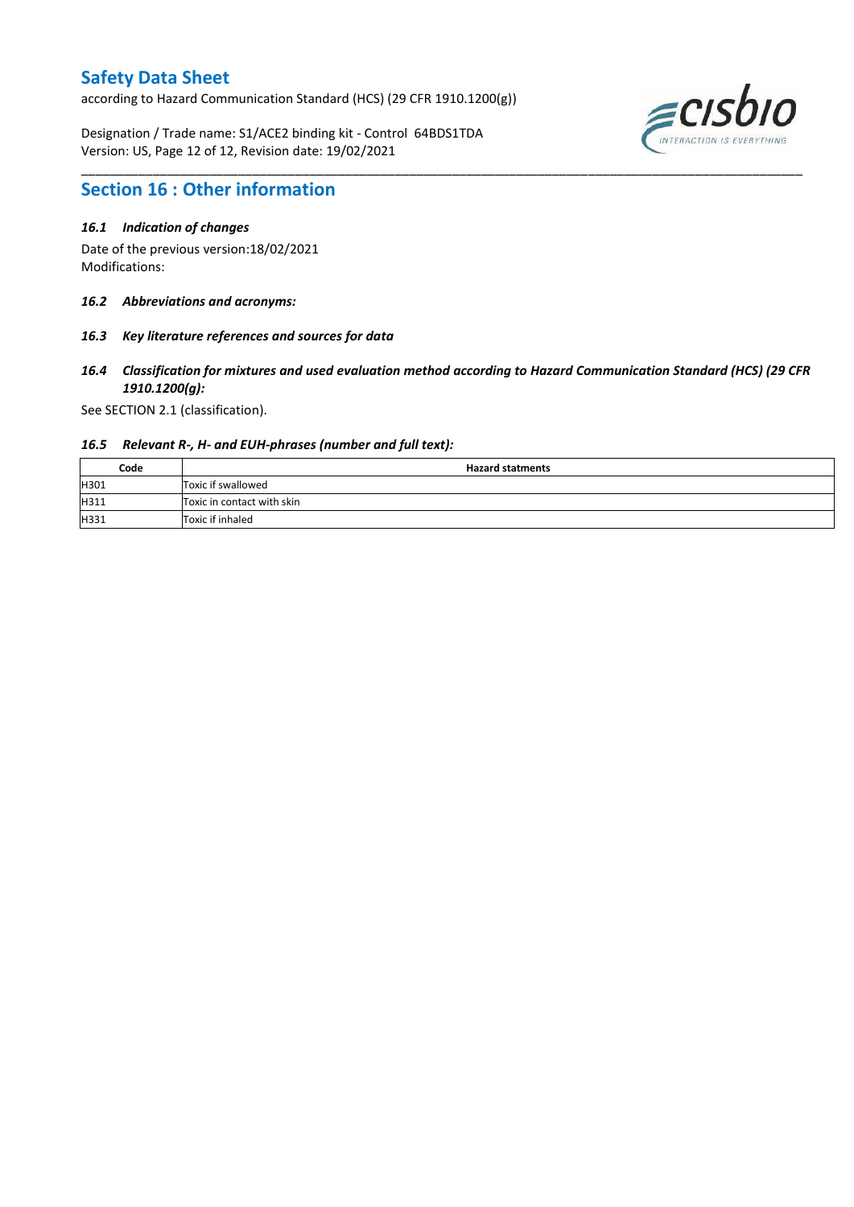# Safety Data Sheet

according to Hazard Communication Standard (HCS) (29 CFR 1910.1200(g))

Designation / Trade name: S1/ACE2 binding kit - Control 64BDS1TDA
Version: US, Page 12 of 12, Revision date: 19/02/2021

## Section 16 : Other information

### *16.1 Indication of changes*

Date of the previous version:18/02/2021
Modifications:

### *16.2 Abbreviations and acronyms:*

### *16.3 Key literature references and sources for data*

### *16.4 Classification for mixtures and used evaluation method according to Hazard Communication Standard (HCS) (29 CFR 1910.1200(g):*

See SECTION 2.1 (classification).

### *16.5 Relevant R-, H- and EUH-phrases (number and full text):*

| Code | Hazard statments |
|---|---|
| H301 | Toxic if swallowed |
| H311 | Toxic in contact with skin |
| H331 | Toxic if inhaled |